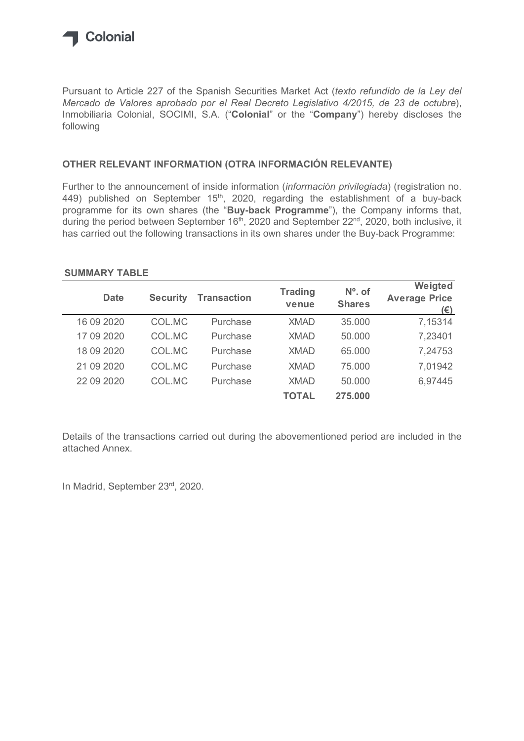Colonial

Pursuant to Article 227 of the Spanish Securities Market Act (*texto refundido de la Ley del Mercado de Valores aprobado por el Real Decreto Legislativo 4/2015, de 23 de octubre*), Inmobiliaria Colonial, SOCIMI, S.A. ("**Colonial**" or the "**Company**") hereby discloses the following

## OTHER RELEVANT INFORMATION (OTRA INFORMACIÓN RELEVANTE)

Further to the announcement of inside information (*información privilegiada*) (registration no. 449) published on September 15th, 2020, regarding the establishment of a buy-back programme for its own shares (the "**Buy-back Programme**"), the Company informs that, during the period between September 16th, 2020 and September 22nd, 2020, both inclusive, it has carried out the following transactions in its own shares under the Buy-back Programme:

**SUMMARY TABLE**

| Date | Security | Transaction | Trading venue | Nº. of Shares | Weigted Average Price (€) |
|---|---|---|---|---|---|
| 16 09 2020 | COL.MC | Purchase | XMAD | 35.000 | 7,15314 |
| 17 09 2020 | COL.MC | Purchase | XMAD | 50.000 | 7,23401 |
| 18 09 2020 | COL.MC | Purchase | XMAD | 65.000 | 7,24753 |
| 21 09 2020 | COL.MC | Purchase | XMAD | 75.000 | 7,01942 |
| 22 09 2020 | COL.MC | Purchase | XMAD | 50.000 | 6,97445 |
| | | | **TOTAL** | **275.000** | |

Details of the transactions carried out during the abovementioned period are included in the attached Annex.

In Madrid, September 23rd, 2020.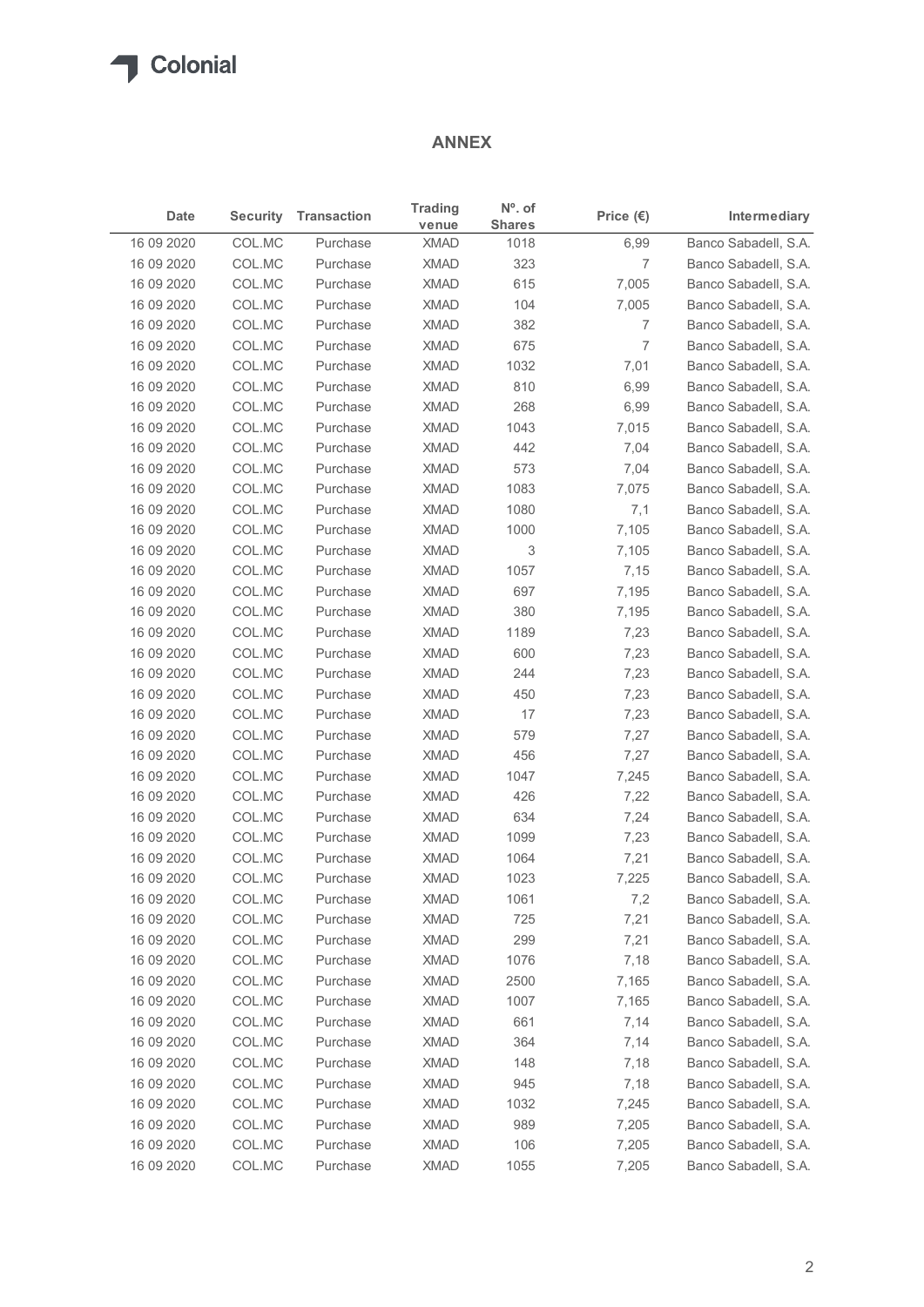## ANNEX

| Date | Security | Transaction | Trading venue | Nº. of Shares | Price (€) | Intermediary |
|---|---|---|---|---|---|---|
| 16 09 2020 | COL.MC | Purchase | XMAD | 1018 | 6,99 | Banco Sabadell, S.A. |
| 16 09 2020 | COL.MC | Purchase | XMAD | 323 | 7 | Banco Sabadell, S.A. |
| 16 09 2020 | COL.MC | Purchase | XMAD | 615 | 7,005 | Banco Sabadell, S.A. |
| 16 09 2020 | COL.MC | Purchase | XMAD | 104 | 7,005 | Banco Sabadell, S.A. |
| 16 09 2020 | COL.MC | Purchase | XMAD | 382 | 7 | Banco Sabadell, S.A. |
| 16 09 2020 | COL.MC | Purchase | XMAD | 675 | 7 | Banco Sabadell, S.A. |
| 16 09 2020 | COL.MC | Purchase | XMAD | 1032 | 7,01 | Banco Sabadell, S.A. |
| 16 09 2020 | COL.MC | Purchase | XMAD | 810 | 6,99 | Banco Sabadell, S.A. |
| 16 09 2020 | COL.MC | Purchase | XMAD | 268 | 6,99 | Banco Sabadell, S.A. |
| 16 09 2020 | COL.MC | Purchase | XMAD | 1043 | 7,015 | Banco Sabadell, S.A. |
| 16 09 2020 | COL.MC | Purchase | XMAD | 442 | 7,04 | Banco Sabadell, S.A. |
| 16 09 2020 | COL.MC | Purchase | XMAD | 573 | 7,04 | Banco Sabadell, S.A. |
| 16 09 2020 | COL.MC | Purchase | XMAD | 1083 | 7,075 | Banco Sabadell, S.A. |
| 16 09 2020 | COL.MC | Purchase | XMAD | 1080 | 7,1 | Banco Sabadell, S.A. |
| 16 09 2020 | COL.MC | Purchase | XMAD | 1000 | 7,105 | Banco Sabadell, S.A. |
| 16 09 2020 | COL.MC | Purchase | XMAD | 3 | 7,105 | Banco Sabadell, S.A. |
| 16 09 2020 | COL.MC | Purchase | XMAD | 1057 | 7,15 | Banco Sabadell, S.A. |
| 16 09 2020 | COL.MC | Purchase | XMAD | 697 | 7,195 | Banco Sabadell, S.A. |
| 16 09 2020 | COL.MC | Purchase | XMAD | 380 | 7,195 | Banco Sabadell, S.A. |
| 16 09 2020 | COL.MC | Purchase | XMAD | 1189 | 7,23 | Banco Sabadell, S.A. |
| 16 09 2020 | COL.MC | Purchase | XMAD | 600 | 7,23 | Banco Sabadell, S.A. |
| 16 09 2020 | COL.MC | Purchase | XMAD | 244 | 7,23 | Banco Sabadell, S.A. |
| 16 09 2020 | COL.MC | Purchase | XMAD | 450 | 7,23 | Banco Sabadell, S.A. |
| 16 09 2020 | COL.MC | Purchase | XMAD | 17 | 7,23 | Banco Sabadell, S.A. |
| 16 09 2020 | COL.MC | Purchase | XMAD | 579 | 7,27 | Banco Sabadell, S.A. |
| 16 09 2020 | COL.MC | Purchase | XMAD | 456 | 7,27 | Banco Sabadell, S.A. |
| 16 09 2020 | COL.MC | Purchase | XMAD | 1047 | 7,245 | Banco Sabadell, S.A. |
| 16 09 2020 | COL.MC | Purchase | XMAD | 426 | 7,22 | Banco Sabadell, S.A. |
| 16 09 2020 | COL.MC | Purchase | XMAD | 634 | 7,24 | Banco Sabadell, S.A. |
| 16 09 2020 | COL.MC | Purchase | XMAD | 1099 | 7,23 | Banco Sabadell, S.A. |
| 16 09 2020 | COL.MC | Purchase | XMAD | 1064 | 7,21 | Banco Sabadell, S.A. |
| 16 09 2020 | COL.MC | Purchase | XMAD | 1023 | 7,225 | Banco Sabadell, S.A. |
| 16 09 2020 | COL.MC | Purchase | XMAD | 1061 | 7,2 | Banco Sabadell, S.A. |
| 16 09 2020 | COL.MC | Purchase | XMAD | 725 | 7,21 | Banco Sabadell, S.A. |
| 16 09 2020 | COL.MC | Purchase | XMAD | 299 | 7,21 | Banco Sabadell, S.A. |
| 16 09 2020 | COL.MC | Purchase | XMAD | 1076 | 7,18 | Banco Sabadell, S.A. |
| 16 09 2020 | COL.MC | Purchase | XMAD | 2500 | 7,165 | Banco Sabadell, S.A. |
| 16 09 2020 | COL.MC | Purchase | XMAD | 1007 | 7,165 | Banco Sabadell, S.A. |
| 16 09 2020 | COL.MC | Purchase | XMAD | 661 | 7,14 | Banco Sabadell, S.A. |
| 16 09 2020 | COL.MC | Purchase | XMAD | 364 | 7,14 | Banco Sabadell, S.A. |
| 16 09 2020 | COL.MC | Purchase | XMAD | 148 | 7,18 | Banco Sabadell, S.A. |
| 16 09 2020 | COL.MC | Purchase | XMAD | 945 | 7,18 | Banco Sabadell, S.A. |
| 16 09 2020 | COL.MC | Purchase | XMAD | 1032 | 7,245 | Banco Sabadell, S.A. |
| 16 09 2020 | COL.MC | Purchase | XMAD | 989 | 7,205 | Banco Sabadell, S.A. |
| 16 09 2020 | COL.MC | Purchase | XMAD | 106 | 7,205 | Banco Sabadell, S.A. |
| 16 09 2020 | COL.MC | Purchase | XMAD | 1055 | 7,205 | Banco Sabadell, S.A. |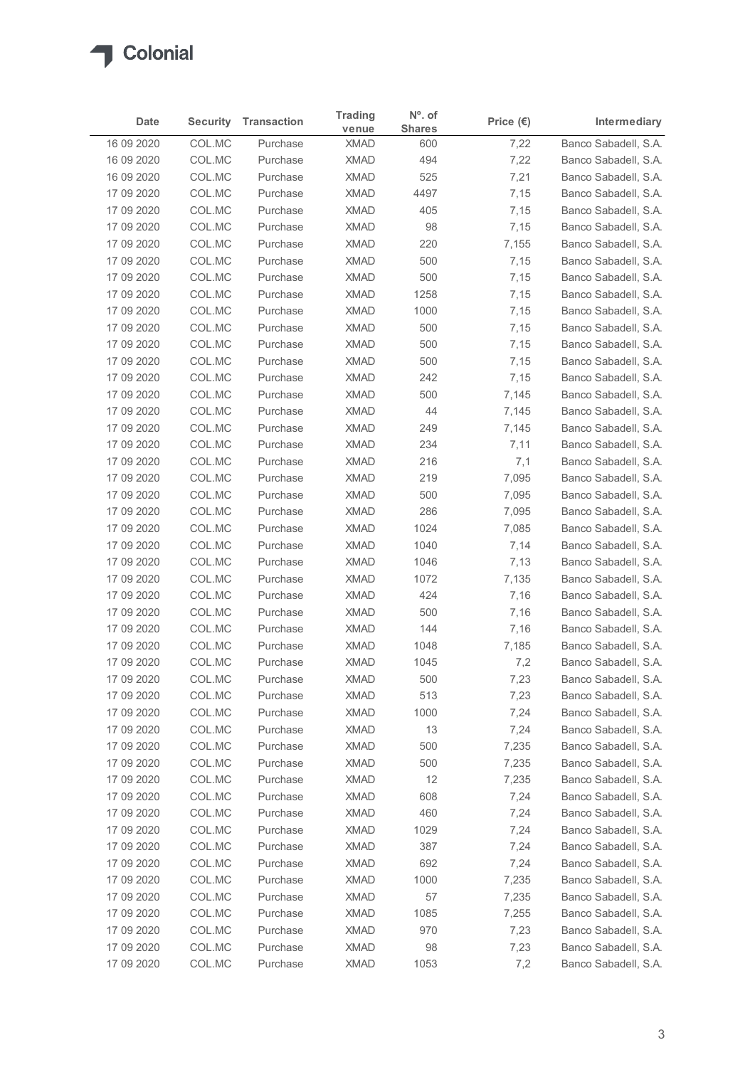Colonial

| Date | Security | Transaction | Trading venue | Nº. of Shares | Price (€) | Intermediary |
|---|---|---|---|---|---|---|
| 16 09 2020 | COL.MC | Purchase | XMAD | 600 | 7,22 | Banco Sabadell, S.A. |
| 16 09 2020 | COL.MC | Purchase | XMAD | 494 | 7,22 | Banco Sabadell, S.A. |
| 16 09 2020 | COL.MC | Purchase | XMAD | 525 | 7,21 | Banco Sabadell, S.A. |
| 17 09 2020 | COL.MC | Purchase | XMAD | 4497 | 7,15 | Banco Sabadell, S.A. |
| 17 09 2020 | COL.MC | Purchase | XMAD | 405 | 7,15 | Banco Sabadell, S.A. |
| 17 09 2020 | COL.MC | Purchase | XMAD | 98 | 7,15 | Banco Sabadell, S.A. |
| 17 09 2020 | COL.MC | Purchase | XMAD | 220 | 7,155 | Banco Sabadell, S.A. |
| 17 09 2020 | COL.MC | Purchase | XMAD | 500 | 7,15 | Banco Sabadell, S.A. |
| 17 09 2020 | COL.MC | Purchase | XMAD | 500 | 7,15 | Banco Sabadell, S.A. |
| 17 09 2020 | COL.MC | Purchase | XMAD | 1258 | 7,15 | Banco Sabadell, S.A. |
| 17 09 2020 | COL.MC | Purchase | XMAD | 1000 | 7,15 | Banco Sabadell, S.A. |
| 17 09 2020 | COL.MC | Purchase | XMAD | 500 | 7,15 | Banco Sabadell, S.A. |
| 17 09 2020 | COL.MC | Purchase | XMAD | 500 | 7,15 | Banco Sabadell, S.A. |
| 17 09 2020 | COL.MC | Purchase | XMAD | 500 | 7,15 | Banco Sabadell, S.A. |
| 17 09 2020 | COL.MC | Purchase | XMAD | 242 | 7,15 | Banco Sabadell, S.A. |
| 17 09 2020 | COL.MC | Purchase | XMAD | 500 | 7,145 | Banco Sabadell, S.A. |
| 17 09 2020 | COL.MC | Purchase | XMAD | 44 | 7,145 | Banco Sabadell, S.A. |
| 17 09 2020 | COL.MC | Purchase | XMAD | 249 | 7,145 | Banco Sabadell, S.A. |
| 17 09 2020 | COL.MC | Purchase | XMAD | 234 | 7,11 | Banco Sabadell, S.A. |
| 17 09 2020 | COL.MC | Purchase | XMAD | 216 | 7,1 | Banco Sabadell, S.A. |
| 17 09 2020 | COL.MC | Purchase | XMAD | 219 | 7,095 | Banco Sabadell, S.A. |
| 17 09 2020 | COL.MC | Purchase | XMAD | 500 | 7,095 | Banco Sabadell, S.A. |
| 17 09 2020 | COL.MC | Purchase | XMAD | 286 | 7,095 | Banco Sabadell, S.A. |
| 17 09 2020 | COL.MC | Purchase | XMAD | 1024 | 7,085 | Banco Sabadell, S.A. |
| 17 09 2020 | COL.MC | Purchase | XMAD | 1040 | 7,14 | Banco Sabadell, S.A. |
| 17 09 2020 | COL.MC | Purchase | XMAD | 1046 | 7,13 | Banco Sabadell, S.A. |
| 17 09 2020 | COL.MC | Purchase | XMAD | 1072 | 7,135 | Banco Sabadell, S.A. |
| 17 09 2020 | COL.MC | Purchase | XMAD | 424 | 7,16 | Banco Sabadell, S.A. |
| 17 09 2020 | COL.MC | Purchase | XMAD | 500 | 7,16 | Banco Sabadell, S.A. |
| 17 09 2020 | COL.MC | Purchase | XMAD | 144 | 7,16 | Banco Sabadell, S.A. |
| 17 09 2020 | COL.MC | Purchase | XMAD | 1048 | 7,185 | Banco Sabadell, S.A. |
| 17 09 2020 | COL.MC | Purchase | XMAD | 1045 | 7,2 | Banco Sabadell, S.A. |
| 17 09 2020 | COL.MC | Purchase | XMAD | 500 | 7,23 | Banco Sabadell, S.A. |
| 17 09 2020 | COL.MC | Purchase | XMAD | 513 | 7,23 | Banco Sabadell, S.A. |
| 17 09 2020 | COL.MC | Purchase | XMAD | 1000 | 7,24 | Banco Sabadell, S.A. |
| 17 09 2020 | COL.MC | Purchase | XMAD | 13 | 7,24 | Banco Sabadell, S.A. |
| 17 09 2020 | COL.MC | Purchase | XMAD | 500 | 7,235 | Banco Sabadell, S.A. |
| 17 09 2020 | COL.MC | Purchase | XMAD | 500 | 7,235 | Banco Sabadell, S.A. |
| 17 09 2020 | COL.MC | Purchase | XMAD | 12 | 7,235 | Banco Sabadell, S.A. |
| 17 09 2020 | COL.MC | Purchase | XMAD | 608 | 7,24 | Banco Sabadell, S.A. |
| 17 09 2020 | COL.MC | Purchase | XMAD | 460 | 7,24 | Banco Sabadell, S.A. |
| 17 09 2020 | COL.MC | Purchase | XMAD | 1029 | 7,24 | Banco Sabadell, S.A. |
| 17 09 2020 | COL.MC | Purchase | XMAD | 387 | 7,24 | Banco Sabadell, S.A. |
| 17 09 2020 | COL.MC | Purchase | XMAD | 692 | 7,24 | Banco Sabadell, S.A. |
| 17 09 2020 | COL.MC | Purchase | XMAD | 1000 | 7,235 | Banco Sabadell, S.A. |
| 17 09 2020 | COL.MC | Purchase | XMAD | 57 | 7,235 | Banco Sabadell, S.A. |
| 17 09 2020 | COL.MC | Purchase | XMAD | 1085 | 7,255 | Banco Sabadell, S.A. |
| 17 09 2020 | COL.MC | Purchase | XMAD | 970 | 7,23 | Banco Sabadell, S.A. |
| 17 09 2020 | COL.MC | Purchase | XMAD | 98 | 7,23 | Banco Sabadell, S.A. |
| 17 09 2020 | COL.MC | Purchase | XMAD | 1053 | 7,2 | Banco Sabadell, S.A. |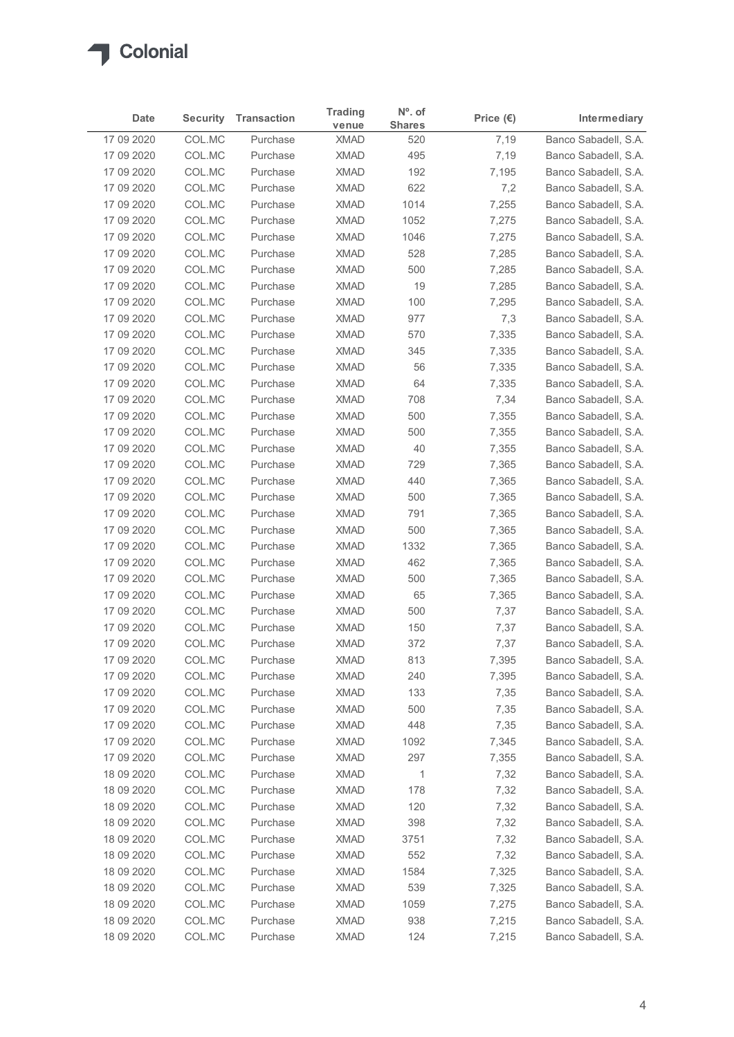| Date | Security | Transaction | Trading venue | Nº. of Shares | Price (€) | Intermediary |
|---|---|---|---|---|---|---|
| 17 09 2020 | COL.MC | Purchase | XMAD | 520 | 7,19 | Banco Sabadell, S.A. |
| 17 09 2020 | COL.MC | Purchase | XMAD | 495 | 7,19 | Banco Sabadell, S.A. |
| 17 09 2020 | COL.MC | Purchase | XMAD | 192 | 7,195 | Banco Sabadell, S.A. |
| 17 09 2020 | COL.MC | Purchase | XMAD | 622 | 7,2 | Banco Sabadell, S.A. |
| 17 09 2020 | COL.MC | Purchase | XMAD | 1014 | 7,255 | Banco Sabadell, S.A. |
| 17 09 2020 | COL.MC | Purchase | XMAD | 1052 | 7,275 | Banco Sabadell, S.A. |
| 17 09 2020 | COL.MC | Purchase | XMAD | 1046 | 7,275 | Banco Sabadell, S.A. |
| 17 09 2020 | COL.MC | Purchase | XMAD | 528 | 7,285 | Banco Sabadell, S.A. |
| 17 09 2020 | COL.MC | Purchase | XMAD | 500 | 7,285 | Banco Sabadell, S.A. |
| 17 09 2020 | COL.MC | Purchase | XMAD | 19 | 7,285 | Banco Sabadell, S.A. |
| 17 09 2020 | COL.MC | Purchase | XMAD | 100 | 7,295 | Banco Sabadell, S.A. |
| 17 09 2020 | COL.MC | Purchase | XMAD | 977 | 7,3 | Banco Sabadell, S.A. |
| 17 09 2020 | COL.MC | Purchase | XMAD | 570 | 7,335 | Banco Sabadell, S.A. |
| 17 09 2020 | COL.MC | Purchase | XMAD | 345 | 7,335 | Banco Sabadell, S.A. |
| 17 09 2020 | COL.MC | Purchase | XMAD | 56 | 7,335 | Banco Sabadell, S.A. |
| 17 09 2020 | COL.MC | Purchase | XMAD | 64 | 7,335 | Banco Sabadell, S.A. |
| 17 09 2020 | COL.MC | Purchase | XMAD | 708 | 7,34 | Banco Sabadell, S.A. |
| 17 09 2020 | COL.MC | Purchase | XMAD | 500 | 7,355 | Banco Sabadell, S.A. |
| 17 09 2020 | COL.MC | Purchase | XMAD | 500 | 7,355 | Banco Sabadell, S.A. |
| 17 09 2020 | COL.MC | Purchase | XMAD | 40 | 7,355 | Banco Sabadell, S.A. |
| 17 09 2020 | COL.MC | Purchase | XMAD | 729 | 7,365 | Banco Sabadell, S.A. |
| 17 09 2020 | COL.MC | Purchase | XMAD | 440 | 7,365 | Banco Sabadell, S.A. |
| 17 09 2020 | COL.MC | Purchase | XMAD | 500 | 7,365 | Banco Sabadell, S.A. |
| 17 09 2020 | COL.MC | Purchase | XMAD | 791 | 7,365 | Banco Sabadell, S.A. |
| 17 09 2020 | COL.MC | Purchase | XMAD | 500 | 7,365 | Banco Sabadell, S.A. |
| 17 09 2020 | COL.MC | Purchase | XMAD | 1332 | 7,365 | Banco Sabadell, S.A. |
| 17 09 2020 | COL.MC | Purchase | XMAD | 462 | 7,365 | Banco Sabadell, S.A. |
| 17 09 2020 | COL.MC | Purchase | XMAD | 500 | 7,365 | Banco Sabadell, S.A. |
| 17 09 2020 | COL.MC | Purchase | XMAD | 65 | 7,365 | Banco Sabadell, S.A. |
| 17 09 2020 | COL.MC | Purchase | XMAD | 500 | 7,37 | Banco Sabadell, S.A. |
| 17 09 2020 | COL.MC | Purchase | XMAD | 150 | 7,37 | Banco Sabadell, S.A. |
| 17 09 2020 | COL.MC | Purchase | XMAD | 372 | 7,37 | Banco Sabadell, S.A. |
| 17 09 2020 | COL.MC | Purchase | XMAD | 813 | 7,395 | Banco Sabadell, S.A. |
| 17 09 2020 | COL.MC | Purchase | XMAD | 240 | 7,395 | Banco Sabadell, S.A. |
| 17 09 2020 | COL.MC | Purchase | XMAD | 133 | 7,35 | Banco Sabadell, S.A. |
| 17 09 2020 | COL.MC | Purchase | XMAD | 500 | 7,35 | Banco Sabadell, S.A. |
| 17 09 2020 | COL.MC | Purchase | XMAD | 448 | 7,35 | Banco Sabadell, S.A. |
| 17 09 2020 | COL.MC | Purchase | XMAD | 1092 | 7,345 | Banco Sabadell, S.A. |
| 17 09 2020 | COL.MC | Purchase | XMAD | 297 | 7,355 | Banco Sabadell, S.A. |
| 18 09 2020 | COL.MC | Purchase | XMAD | 1 | 7,32 | Banco Sabadell, S.A. |
| 18 09 2020 | COL.MC | Purchase | XMAD | 178 | 7,32 | Banco Sabadell, S.A. |
| 18 09 2020 | COL.MC | Purchase | XMAD | 120 | 7,32 | Banco Sabadell, S.A. |
| 18 09 2020 | COL.MC | Purchase | XMAD | 398 | 7,32 | Banco Sabadell, S.A. |
| 18 09 2020 | COL.MC | Purchase | XMAD | 3751 | 7,32 | Banco Sabadell, S.A. |
| 18 09 2020 | COL.MC | Purchase | XMAD | 552 | 7,32 | Banco Sabadell, S.A. |
| 18 09 2020 | COL.MC | Purchase | XMAD | 1584 | 7,325 | Banco Sabadell, S.A. |
| 18 09 2020 | COL.MC | Purchase | XMAD | 539 | 7,325 | Banco Sabadell, S.A. |
| 18 09 2020 | COL.MC | Purchase | XMAD | 1059 | 7,275 | Banco Sabadell, S.A. |
| 18 09 2020 | COL.MC | Purchase | XMAD | 938 | 7,215 | Banco Sabadell, S.A. |
| 18 09 2020 | COL.MC | Purchase | XMAD | 124 | 7,215 | Banco Sabadell, S.A. |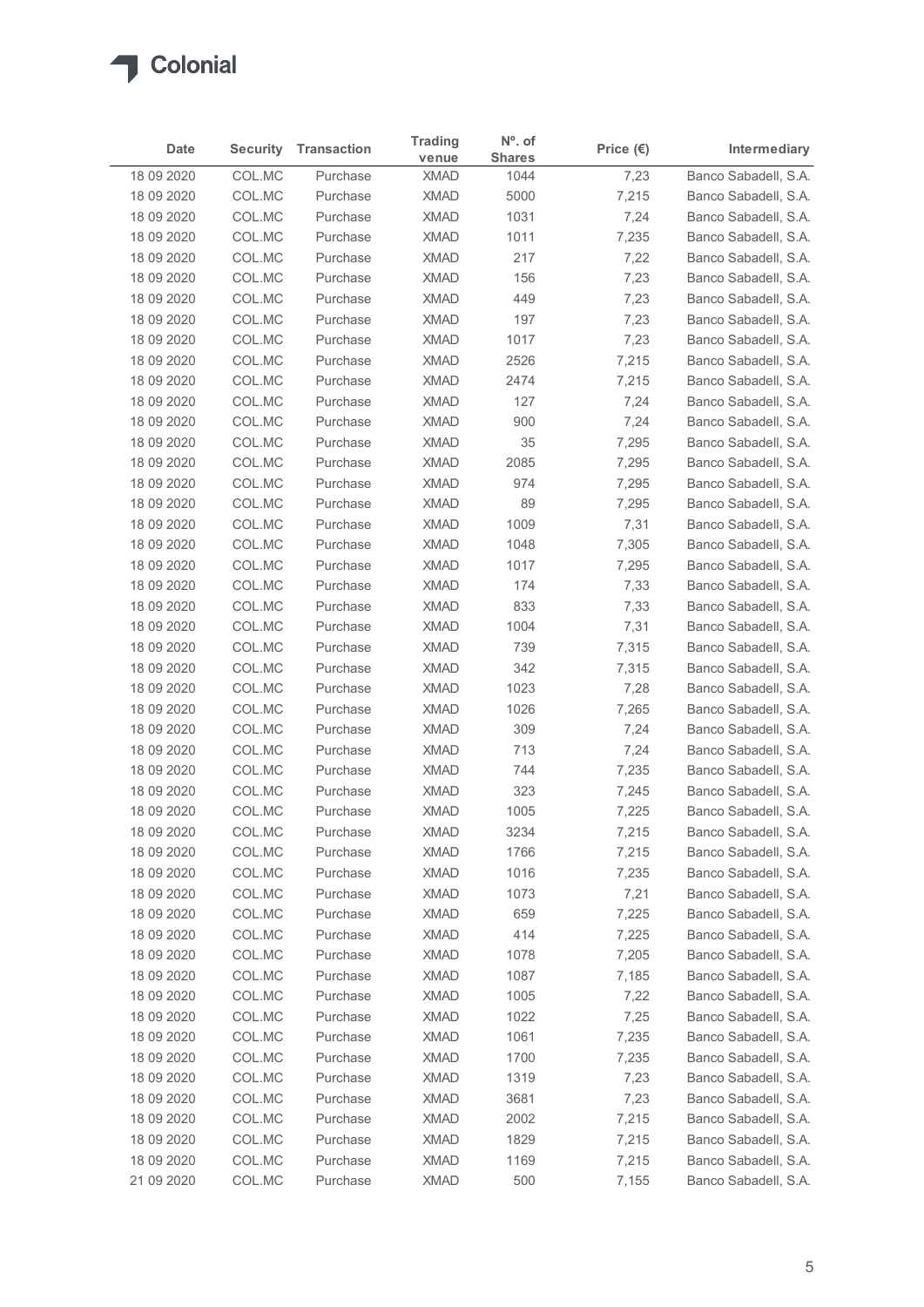| Date | Security | Transaction | Trading venue | Nº. of Shares | Price (€) | Intermediary |
|---|---|---|---|---|---|---|
| 18 09 2020 | COL.MC | Purchase | XMAD | 1044 | 7,23 | Banco Sabadell, S.A. |
| 18 09 2020 | COL.MC | Purchase | XMAD | 5000 | 7,215 | Banco Sabadell, S.A. |
| 18 09 2020 | COL.MC | Purchase | XMAD | 1031 | 7,24 | Banco Sabadell, S.A. |
| 18 09 2020 | COL.MC | Purchase | XMAD | 1011 | 7,235 | Banco Sabadell, S.A. |
| 18 09 2020 | COL.MC | Purchase | XMAD | 217 | 7,22 | Banco Sabadell, S.A. |
| 18 09 2020 | COL.MC | Purchase | XMAD | 156 | 7,23 | Banco Sabadell, S.A. |
| 18 09 2020 | COL.MC | Purchase | XMAD | 449 | 7,23 | Banco Sabadell, S.A. |
| 18 09 2020 | COL.MC | Purchase | XMAD | 197 | 7,23 | Banco Sabadell, S.A. |
| 18 09 2020 | COL.MC | Purchase | XMAD | 1017 | 7,23 | Banco Sabadell, S.A. |
| 18 09 2020 | COL.MC | Purchase | XMAD | 2526 | 7,215 | Banco Sabadell, S.A. |
| 18 09 2020 | COL.MC | Purchase | XMAD | 2474 | 7,215 | Banco Sabadell, S.A. |
| 18 09 2020 | COL.MC | Purchase | XMAD | 127 | 7,24 | Banco Sabadell, S.A. |
| 18 09 2020 | COL.MC | Purchase | XMAD | 900 | 7,24 | Banco Sabadell, S.A. |
| 18 09 2020 | COL.MC | Purchase | XMAD | 35 | 7,295 | Banco Sabadell, S.A. |
| 18 09 2020 | COL.MC | Purchase | XMAD | 2085 | 7,295 | Banco Sabadell, S.A. |
| 18 09 2020 | COL.MC | Purchase | XMAD | 974 | 7,295 | Banco Sabadell, S.A. |
| 18 09 2020 | COL.MC | Purchase | XMAD | 89 | 7,295 | Banco Sabadell, S.A. |
| 18 09 2020 | COL.MC | Purchase | XMAD | 1009 | 7,31 | Banco Sabadell, S.A. |
| 18 09 2020 | COL.MC | Purchase | XMAD | 1048 | 7,305 | Banco Sabadell, S.A. |
| 18 09 2020 | COL.MC | Purchase | XMAD | 1017 | 7,295 | Banco Sabadell, S.A. |
| 18 09 2020 | COL.MC | Purchase | XMAD | 174 | 7,33 | Banco Sabadell, S.A. |
| 18 09 2020 | COL.MC | Purchase | XMAD | 833 | 7,33 | Banco Sabadell, S.A. |
| 18 09 2020 | COL.MC | Purchase | XMAD | 1004 | 7,31 | Banco Sabadell, S.A. |
| 18 09 2020 | COL.MC | Purchase | XMAD | 739 | 7,315 | Banco Sabadell, S.A. |
| 18 09 2020 | COL.MC | Purchase | XMAD | 342 | 7,315 | Banco Sabadell, S.A. |
| 18 09 2020 | COL.MC | Purchase | XMAD | 1023 | 7,28 | Banco Sabadell, S.A. |
| 18 09 2020 | COL.MC | Purchase | XMAD | 1026 | 7,265 | Banco Sabadell, S.A. |
| 18 09 2020 | COL.MC | Purchase | XMAD | 309 | 7,24 | Banco Sabadell, S.A. |
| 18 09 2020 | COL.MC | Purchase | XMAD | 713 | 7,24 | Banco Sabadell, S.A. |
| 18 09 2020 | COL.MC | Purchase | XMAD | 744 | 7,235 | Banco Sabadell, S.A. |
| 18 09 2020 | COL.MC | Purchase | XMAD | 323 | 7,245 | Banco Sabadell, S.A. |
| 18 09 2020 | COL.MC | Purchase | XMAD | 1005 | 7,225 | Banco Sabadell, S.A. |
| 18 09 2020 | COL.MC | Purchase | XMAD | 3234 | 7,215 | Banco Sabadell, S.A. |
| 18 09 2020 | COL.MC | Purchase | XMAD | 1766 | 7,215 | Banco Sabadell, S.A. |
| 18 09 2020 | COL.MC | Purchase | XMAD | 1016 | 7,235 | Banco Sabadell, S.A. |
| 18 09 2020 | COL.MC | Purchase | XMAD | 1073 | 7,21 | Banco Sabadell, S.A. |
| 18 09 2020 | COL.MC | Purchase | XMAD | 659 | 7,225 | Banco Sabadell, S.A. |
| 18 09 2020 | COL.MC | Purchase | XMAD | 414 | 7,225 | Banco Sabadell, S.A. |
| 18 09 2020 | COL.MC | Purchase | XMAD | 1078 | 7,205 | Banco Sabadell, S.A. |
| 18 09 2020 | COL.MC | Purchase | XMAD | 1087 | 7,185 | Banco Sabadell, S.A. |
| 18 09 2020 | COL.MC | Purchase | XMAD | 1005 | 7,22 | Banco Sabadell, S.A. |
| 18 09 2020 | COL.MC | Purchase | XMAD | 1022 | 7,25 | Banco Sabadell, S.A. |
| 18 09 2020 | COL.MC | Purchase | XMAD | 1061 | 7,235 | Banco Sabadell, S.A. |
| 18 09 2020 | COL.MC | Purchase | XMAD | 1700 | 7,235 | Banco Sabadell, S.A. |
| 18 09 2020 | COL.MC | Purchase | XMAD | 1319 | 7,23 | Banco Sabadell, S.A. |
| 18 09 2020 | COL.MC | Purchase | XMAD | 3681 | 7,23 | Banco Sabadell, S.A. |
| 18 09 2020 | COL.MC | Purchase | XMAD | 2002 | 7,215 | Banco Sabadell, S.A. |
| 18 09 2020 | COL.MC | Purchase | XMAD | 1829 | 7,215 | Banco Sabadell, S.A. |
| 18 09 2020 | COL.MC | Purchase | XMAD | 1169 | 7,215 | Banco Sabadell, S.A. |
| 21 09 2020 | COL.MC | Purchase | XMAD | 500 | 7,155 | Banco Sabadell, S.A. |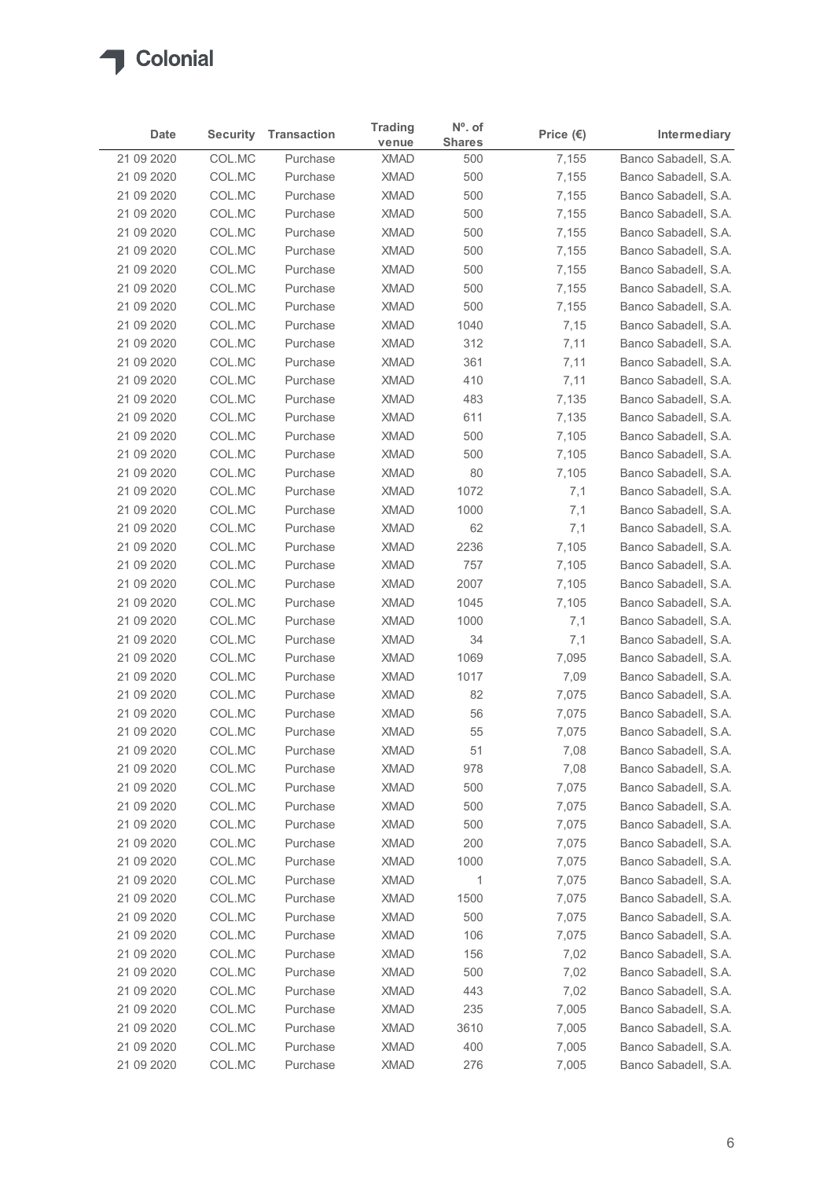| Date | Security | Transaction | Trading venue | Nº. of Shares | Price (€) | Intermediary |
|---|---|---|---|---|---|---|
| 21 09 2020 | COL.MC | Purchase | XMAD | 500 | 7,155 | Banco Sabadell, S.A. |
| 21 09 2020 | COL.MC | Purchase | XMAD | 500 | 7,155 | Banco Sabadell, S.A. |
| 21 09 2020 | COL.MC | Purchase | XMAD | 500 | 7,155 | Banco Sabadell, S.A. |
| 21 09 2020 | COL.MC | Purchase | XMAD | 500 | 7,155 | Banco Sabadell, S.A. |
| 21 09 2020 | COL.MC | Purchase | XMAD | 500 | 7,155 | Banco Sabadell, S.A. |
| 21 09 2020 | COL.MC | Purchase | XMAD | 500 | 7,155 | Banco Sabadell, S.A. |
| 21 09 2020 | COL.MC | Purchase | XMAD | 500 | 7,155 | Banco Sabadell, S.A. |
| 21 09 2020 | COL.MC | Purchase | XMAD | 500 | 7,155 | Banco Sabadell, S.A. |
| 21 09 2020 | COL.MC | Purchase | XMAD | 500 | 7,155 | Banco Sabadell, S.A. |
| 21 09 2020 | COL.MC | Purchase | XMAD | 1040 | 7,15 | Banco Sabadell, S.A. |
| 21 09 2020 | COL.MC | Purchase | XMAD | 312 | 7,11 | Banco Sabadell, S.A. |
| 21 09 2020 | COL.MC | Purchase | XMAD | 361 | 7,11 | Banco Sabadell, S.A. |
| 21 09 2020 | COL.MC | Purchase | XMAD | 410 | 7,11 | Banco Sabadell, S.A. |
| 21 09 2020 | COL.MC | Purchase | XMAD | 483 | 7,135 | Banco Sabadell, S.A. |
| 21 09 2020 | COL.MC | Purchase | XMAD | 611 | 7,135 | Banco Sabadell, S.A. |
| 21 09 2020 | COL.MC | Purchase | XMAD | 500 | 7,105 | Banco Sabadell, S.A. |
| 21 09 2020 | COL.MC | Purchase | XMAD | 500 | 7,105 | Banco Sabadell, S.A. |
| 21 09 2020 | COL.MC | Purchase | XMAD | 80 | 7,105 | Banco Sabadell, S.A. |
| 21 09 2020 | COL.MC | Purchase | XMAD | 1072 | 7,1 | Banco Sabadell, S.A. |
| 21 09 2020 | COL.MC | Purchase | XMAD | 1000 | 7,1 | Banco Sabadell, S.A. |
| 21 09 2020 | COL.MC | Purchase | XMAD | 62 | 7,1 | Banco Sabadell, S.A. |
| 21 09 2020 | COL.MC | Purchase | XMAD | 2236 | 7,105 | Banco Sabadell, S.A. |
| 21 09 2020 | COL.MC | Purchase | XMAD | 757 | 7,105 | Banco Sabadell, S.A. |
| 21 09 2020 | COL.MC | Purchase | XMAD | 2007 | 7,105 | Banco Sabadell, S.A. |
| 21 09 2020 | COL.MC | Purchase | XMAD | 1045 | 7,105 | Banco Sabadell, S.A. |
| 21 09 2020 | COL.MC | Purchase | XMAD | 1000 | 7,1 | Banco Sabadell, S.A. |
| 21 09 2020 | COL.MC | Purchase | XMAD | 34 | 7,1 | Banco Sabadell, S.A. |
| 21 09 2020 | COL.MC | Purchase | XMAD | 1069 | 7,095 | Banco Sabadell, S.A. |
| 21 09 2020 | COL.MC | Purchase | XMAD | 1017 | 7,09 | Banco Sabadell, S.A. |
| 21 09 2020 | COL.MC | Purchase | XMAD | 82 | 7,075 | Banco Sabadell, S.A. |
| 21 09 2020 | COL.MC | Purchase | XMAD | 56 | 7,075 | Banco Sabadell, S.A. |
| 21 09 2020 | COL.MC | Purchase | XMAD | 55 | 7,075 | Banco Sabadell, S.A. |
| 21 09 2020 | COL.MC | Purchase | XMAD | 51 | 7,08 | Banco Sabadell, S.A. |
| 21 09 2020 | COL.MC | Purchase | XMAD | 978 | 7,08 | Banco Sabadell, S.A. |
| 21 09 2020 | COL.MC | Purchase | XMAD | 500 | 7,075 | Banco Sabadell, S.A. |
| 21 09 2020 | COL.MC | Purchase | XMAD | 500 | 7,075 | Banco Sabadell, S.A. |
| 21 09 2020 | COL.MC | Purchase | XMAD | 500 | 7,075 | Banco Sabadell, S.A. |
| 21 09 2020 | COL.MC | Purchase | XMAD | 200 | 7,075 | Banco Sabadell, S.A. |
| 21 09 2020 | COL.MC | Purchase | XMAD | 1000 | 7,075 | Banco Sabadell, S.A. |
| 21 09 2020 | COL.MC | Purchase | XMAD | 1 | 7,075 | Banco Sabadell, S.A. |
| 21 09 2020 | COL.MC | Purchase | XMAD | 1500 | 7,075 | Banco Sabadell, S.A. |
| 21 09 2020 | COL.MC | Purchase | XMAD | 500 | 7,075 | Banco Sabadell, S.A. |
| 21 09 2020 | COL.MC | Purchase | XMAD | 106 | 7,075 | Banco Sabadell, S.A. |
| 21 09 2020 | COL.MC | Purchase | XMAD | 156 | 7,02 | Banco Sabadell, S.A. |
| 21 09 2020 | COL.MC | Purchase | XMAD | 500 | 7,02 | Banco Sabadell, S.A. |
| 21 09 2020 | COL.MC | Purchase | XMAD | 443 | 7,02 | Banco Sabadell, S.A. |
| 21 09 2020 | COL.MC | Purchase | XMAD | 235 | 7,005 | Banco Sabadell, S.A. |
| 21 09 2020 | COL.MC | Purchase | XMAD | 3610 | 7,005 | Banco Sabadell, S.A. |
| 21 09 2020 | COL.MC | Purchase | XMAD | 400 | 7,005 | Banco Sabadell, S.A. |
| 21 09 2020 | COL.MC | Purchase | XMAD | 276 | 7,005 | Banco Sabadell, S.A. |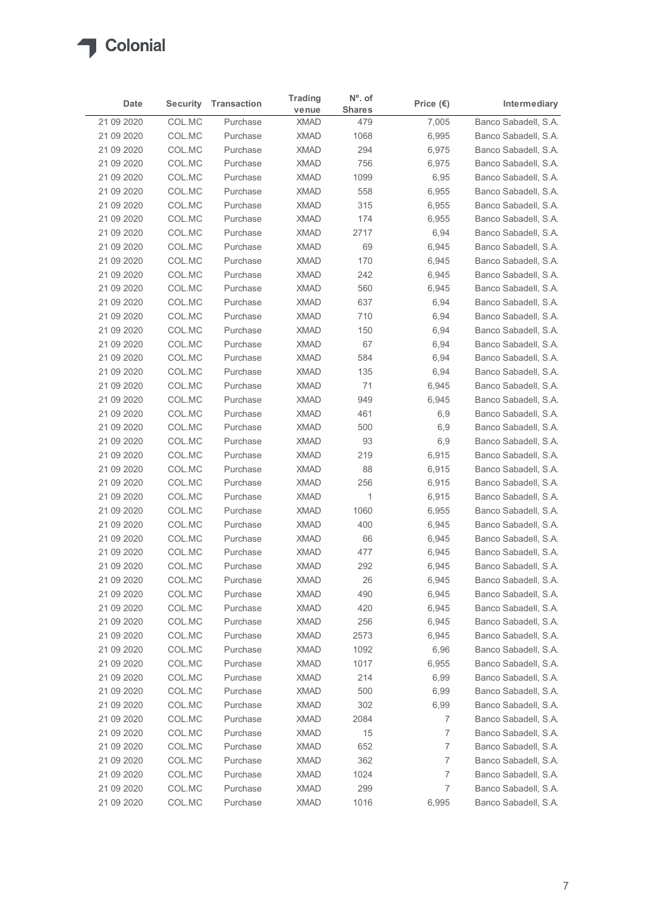| Date | Security | Transaction | Trading venue | Nº. of Shares | Price (€) | Intermediary |
|---|---|---|---|---|---|---|
| 21 09 2020 | COL.MC | Purchase | XMAD | 479 | 7,005 | Banco Sabadell, S.A. |
| 21 09 2020 | COL.MC | Purchase | XMAD | 1068 | 6,995 | Banco Sabadell, S.A. |
| 21 09 2020 | COL.MC | Purchase | XMAD | 294 | 6,975 | Banco Sabadell, S.A. |
| 21 09 2020 | COL.MC | Purchase | XMAD | 756 | 6,975 | Banco Sabadell, S.A. |
| 21 09 2020 | COL.MC | Purchase | XMAD | 1099 | 6,95 | Banco Sabadell, S.A. |
| 21 09 2020 | COL.MC | Purchase | XMAD | 558 | 6,955 | Banco Sabadell, S.A. |
| 21 09 2020 | COL.MC | Purchase | XMAD | 315 | 6,955 | Banco Sabadell, S.A. |
| 21 09 2020 | COL.MC | Purchase | XMAD | 174 | 6,955 | Banco Sabadell, S.A. |
| 21 09 2020 | COL.MC | Purchase | XMAD | 2717 | 6,94 | Banco Sabadell, S.A. |
| 21 09 2020 | COL.MC | Purchase | XMAD | 69 | 6,945 | Banco Sabadell, S.A. |
| 21 09 2020 | COL.MC | Purchase | XMAD | 170 | 6,945 | Banco Sabadell, S.A. |
| 21 09 2020 | COL.MC | Purchase | XMAD | 242 | 6,945 | Banco Sabadell, S.A. |
| 21 09 2020 | COL.MC | Purchase | XMAD | 560 | 6,945 | Banco Sabadell, S.A. |
| 21 09 2020 | COL.MC | Purchase | XMAD | 637 | 6,94 | Banco Sabadell, S.A. |
| 21 09 2020 | COL.MC | Purchase | XMAD | 710 | 6,94 | Banco Sabadell, S.A. |
| 21 09 2020 | COL.MC | Purchase | XMAD | 150 | 6,94 | Banco Sabadell, S.A. |
| 21 09 2020 | COL.MC | Purchase | XMAD | 67 | 6,94 | Banco Sabadell, S.A. |
| 21 09 2020 | COL.MC | Purchase | XMAD | 584 | 6,94 | Banco Sabadell, S.A. |
| 21 09 2020 | COL.MC | Purchase | XMAD | 135 | 6,94 | Banco Sabadell, S.A. |
| 21 09 2020 | COL.MC | Purchase | XMAD | 71 | 6,945 | Banco Sabadell, S.A. |
| 21 09 2020 | COL.MC | Purchase | XMAD | 949 | 6,945 | Banco Sabadell, S.A. |
| 21 09 2020 | COL.MC | Purchase | XMAD | 461 | 6,9 | Banco Sabadell, S.A. |
| 21 09 2020 | COL.MC | Purchase | XMAD | 500 | 6,9 | Banco Sabadell, S.A. |
| 21 09 2020 | COL.MC | Purchase | XMAD | 93 | 6,9 | Banco Sabadell, S.A. |
| 21 09 2020 | COL.MC | Purchase | XMAD | 219 | 6,915 | Banco Sabadell, S.A. |
| 21 09 2020 | COL.MC | Purchase | XMAD | 88 | 6,915 | Banco Sabadell, S.A. |
| 21 09 2020 | COL.MC | Purchase | XMAD | 256 | 6,915 | Banco Sabadell, S.A. |
| 21 09 2020 | COL.MC | Purchase | XMAD | 1 | 6,915 | Banco Sabadell, S.A. |
| 21 09 2020 | COL.MC | Purchase | XMAD | 1060 | 6,955 | Banco Sabadell, S.A. |
| 21 09 2020 | COL.MC | Purchase | XMAD | 400 | 6,945 | Banco Sabadell, S.A. |
| 21 09 2020 | COL.MC | Purchase | XMAD | 66 | 6,945 | Banco Sabadell, S.A. |
| 21 09 2020 | COL.MC | Purchase | XMAD | 477 | 6,945 | Banco Sabadell, S.A. |
| 21 09 2020 | COL.MC | Purchase | XMAD | 292 | 6,945 | Banco Sabadell, S.A. |
| 21 09 2020 | COL.MC | Purchase | XMAD | 26 | 6,945 | Banco Sabadell, S.A. |
| 21 09 2020 | COL.MC | Purchase | XMAD | 490 | 6,945 | Banco Sabadell, S.A. |
| 21 09 2020 | COL.MC | Purchase | XMAD | 420 | 6,945 | Banco Sabadell, S.A. |
| 21 09 2020 | COL.MC | Purchase | XMAD | 256 | 6,945 | Banco Sabadell, S.A. |
| 21 09 2020 | COL.MC | Purchase | XMAD | 2573 | 6,945 | Banco Sabadell, S.A. |
| 21 09 2020 | COL.MC | Purchase | XMAD | 1092 | 6,96 | Banco Sabadell, S.A. |
| 21 09 2020 | COL.MC | Purchase | XMAD | 1017 | 6,955 | Banco Sabadell, S.A. |
| 21 09 2020 | COL.MC | Purchase | XMAD | 214 | 6,99 | Banco Sabadell, S.A. |
| 21 09 2020 | COL.MC | Purchase | XMAD | 500 | 6,99 | Banco Sabadell, S.A. |
| 21 09 2020 | COL.MC | Purchase | XMAD | 302 | 6,99 | Banco Sabadell, S.A. |
| 21 09 2020 | COL.MC | Purchase | XMAD | 2084 | 7 | Banco Sabadell, S.A. |
| 21 09 2020 | COL.MC | Purchase | XMAD | 15 | 7 | Banco Sabadell, S.A. |
| 21 09 2020 | COL.MC | Purchase | XMAD | 652 | 7 | Banco Sabadell, S.A. |
| 21 09 2020 | COL.MC | Purchase | XMAD | 362 | 7 | Banco Sabadell, S.A. |
| 21 09 2020 | COL.MC | Purchase | XMAD | 1024 | 7 | Banco Sabadell, S.A. |
| 21 09 2020 | COL.MC | Purchase | XMAD | 299 | 7 | Banco Sabadell, S.A. |
| 21 09 2020 | COL.MC | Purchase | XMAD | 1016 | 6,995 | Banco Sabadell, S.A. |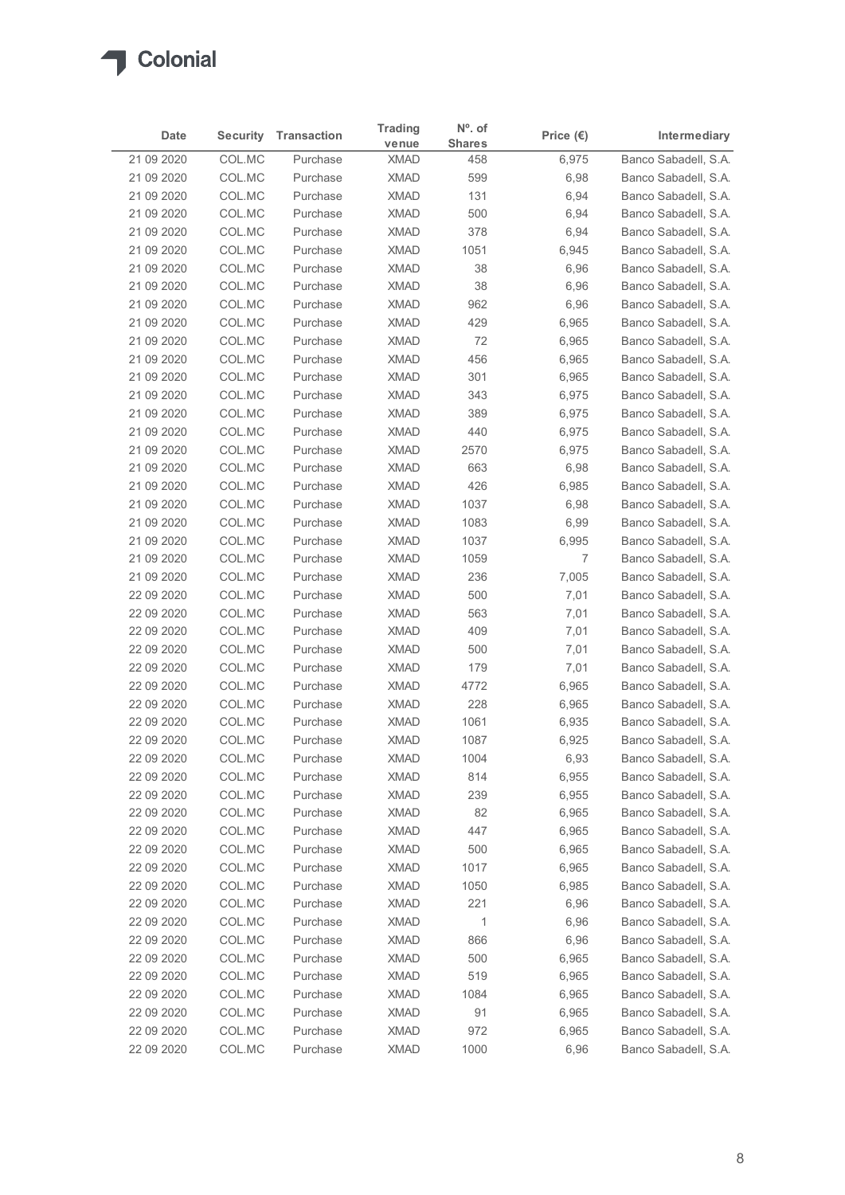| Date | Security | Transaction | Trading venue | Nº. of Shares | Price (€) | Intermediary |
|---|---|---|---|---|---|---|
| 21 09 2020 | COL.MC | Purchase | XMAD | 458 | 6,975 | Banco Sabadell, S.A. |
| 21 09 2020 | COL.MC | Purchase | XMAD | 599 | 6,98 | Banco Sabadell, S.A. |
| 21 09 2020 | COL.MC | Purchase | XMAD | 131 | 6,94 | Banco Sabadell, S.A. |
| 21 09 2020 | COL.MC | Purchase | XMAD | 500 | 6,94 | Banco Sabadell, S.A. |
| 21 09 2020 | COL.MC | Purchase | XMAD | 378 | 6,94 | Banco Sabadell, S.A. |
| 21 09 2020 | COL.MC | Purchase | XMAD | 1051 | 6,945 | Banco Sabadell, S.A. |
| 21 09 2020 | COL.MC | Purchase | XMAD | 38 | 6,96 | Banco Sabadell, S.A. |
| 21 09 2020 | COL.MC | Purchase | XMAD | 38 | 6,96 | Banco Sabadell, S.A. |
| 21 09 2020 | COL.MC | Purchase | XMAD | 962 | 6,96 | Banco Sabadell, S.A. |
| 21 09 2020 | COL.MC | Purchase | XMAD | 429 | 6,965 | Banco Sabadell, S.A. |
| 21 09 2020 | COL.MC | Purchase | XMAD | 72 | 6,965 | Banco Sabadell, S.A. |
| 21 09 2020 | COL.MC | Purchase | XMAD | 456 | 6,965 | Banco Sabadell, S.A. |
| 21 09 2020 | COL.MC | Purchase | XMAD | 301 | 6,965 | Banco Sabadell, S.A. |
| 21 09 2020 | COL.MC | Purchase | XMAD | 343 | 6,975 | Banco Sabadell, S.A. |
| 21 09 2020 | COL.MC | Purchase | XMAD | 389 | 6,975 | Banco Sabadell, S.A. |
| 21 09 2020 | COL.MC | Purchase | XMAD | 440 | 6,975 | Banco Sabadell, S.A. |
| 21 09 2020 | COL.MC | Purchase | XMAD | 2570 | 6,975 | Banco Sabadell, S.A. |
| 21 09 2020 | COL.MC | Purchase | XMAD | 663 | 6,98 | Banco Sabadell, S.A. |
| 21 09 2020 | COL.MC | Purchase | XMAD | 426 | 6,985 | Banco Sabadell, S.A. |
| 21 09 2020 | COL.MC | Purchase | XMAD | 1037 | 6,98 | Banco Sabadell, S.A. |
| 21 09 2020 | COL.MC | Purchase | XMAD | 1083 | 6,99 | Banco Sabadell, S.A. |
| 21 09 2020 | COL.MC | Purchase | XMAD | 1037 | 6,995 | Banco Sabadell, S.A. |
| 21 09 2020 | COL.MC | Purchase | XMAD | 1059 | 7 | Banco Sabadell, S.A. |
| 21 09 2020 | COL.MC | Purchase | XMAD | 236 | 7,005 | Banco Sabadell, S.A. |
| 22 09 2020 | COL.MC | Purchase | XMAD | 500 | 7,01 | Banco Sabadell, S.A. |
| 22 09 2020 | COL.MC | Purchase | XMAD | 563 | 7,01 | Banco Sabadell, S.A. |
| 22 09 2020 | COL.MC | Purchase | XMAD | 409 | 7,01 | Banco Sabadell, S.A. |
| 22 09 2020 | COL.MC | Purchase | XMAD | 500 | 7,01 | Banco Sabadell, S.A. |
| 22 09 2020 | COL.MC | Purchase | XMAD | 179 | 7,01 | Banco Sabadell, S.A. |
| 22 09 2020 | COL.MC | Purchase | XMAD | 4772 | 6,965 | Banco Sabadell, S.A. |
| 22 09 2020 | COL.MC | Purchase | XMAD | 228 | 6,965 | Banco Sabadell, S.A. |
| 22 09 2020 | COL.MC | Purchase | XMAD | 1061 | 6,935 | Banco Sabadell, S.A. |
| 22 09 2020 | COL.MC | Purchase | XMAD | 1087 | 6,925 | Banco Sabadell, S.A. |
| 22 09 2020 | COL.MC | Purchase | XMAD | 1004 | 6,93 | Banco Sabadell, S.A. |
| 22 09 2020 | COL.MC | Purchase | XMAD | 814 | 6,955 | Banco Sabadell, S.A. |
| 22 09 2020 | COL.MC | Purchase | XMAD | 239 | 6,955 | Banco Sabadell, S.A. |
| 22 09 2020 | COL.MC | Purchase | XMAD | 82 | 6,965 | Banco Sabadell, S.A. |
| 22 09 2020 | COL.MC | Purchase | XMAD | 447 | 6,965 | Banco Sabadell, S.A. |
| 22 09 2020 | COL.MC | Purchase | XMAD | 500 | 6,965 | Banco Sabadell, S.A. |
| 22 09 2020 | COL.MC | Purchase | XMAD | 1017 | 6,965 | Banco Sabadell, S.A. |
| 22 09 2020 | COL.MC | Purchase | XMAD | 1050 | 6,985 | Banco Sabadell, S.A. |
| 22 09 2020 | COL.MC | Purchase | XMAD | 221 | 6,96 | Banco Sabadell, S.A. |
| 22 09 2020 | COL.MC | Purchase | XMAD | 1 | 6,96 | Banco Sabadell, S.A. |
| 22 09 2020 | COL.MC | Purchase | XMAD | 866 | 6,96 | Banco Sabadell, S.A. |
| 22 09 2020 | COL.MC | Purchase | XMAD | 500 | 6,965 | Banco Sabadell, S.A. |
| 22 09 2020 | COL.MC | Purchase | XMAD | 519 | 6,965 | Banco Sabadell, S.A. |
| 22 09 2020 | COL.MC | Purchase | XMAD | 1084 | 6,965 | Banco Sabadell, S.A. |
| 22 09 2020 | COL.MC | Purchase | XMAD | 91 | 6,965 | Banco Sabadell, S.A. |
| 22 09 2020 | COL.MC | Purchase | XMAD | 972 | 6,965 | Banco Sabadell, S.A. |
| 22 09 2020 | COL.MC | Purchase | XMAD | 1000 | 6,96 | Banco Sabadell, S.A. |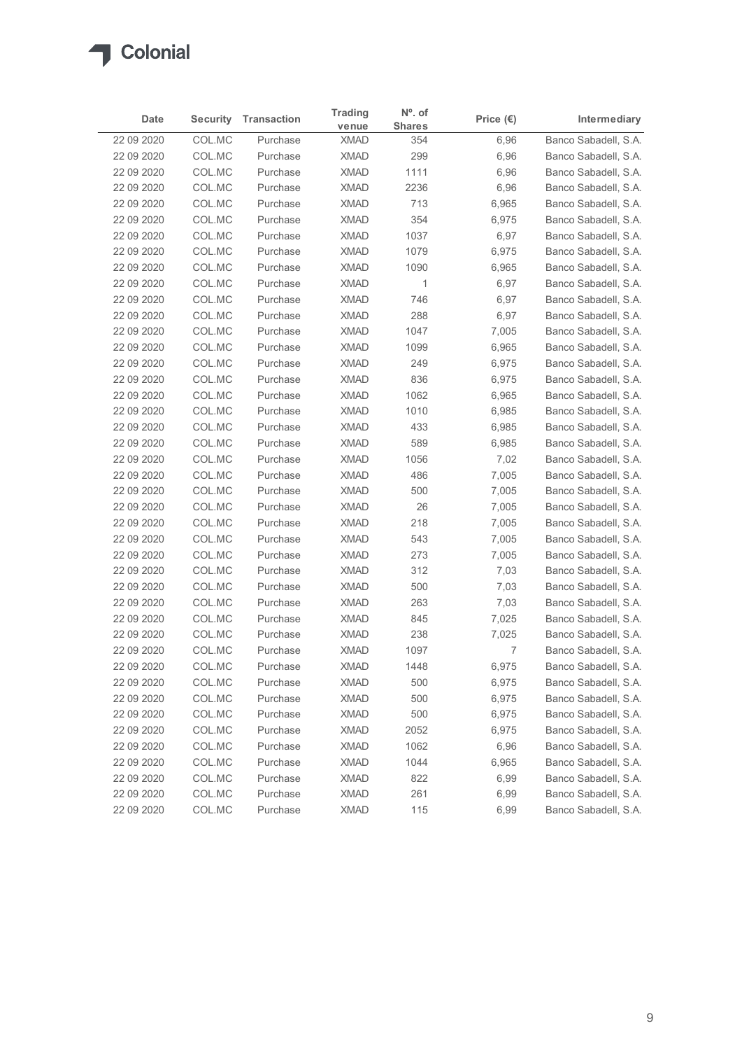| Date | Security | Transaction | Trading venue | Nº. of Shares | Price (€) | Intermediary |
|---|---|---|---|---|---|---|
| 22 09 2020 | COL.MC | Purchase | XMAD | 354 | 6,96 | Banco Sabadell, S.A. |
| 22 09 2020 | COL.MC | Purchase | XMAD | 299 | 6,96 | Banco Sabadell, S.A. |
| 22 09 2020 | COL.MC | Purchase | XMAD | 1111 | 6,96 | Banco Sabadell, S.A. |
| 22 09 2020 | COL.MC | Purchase | XMAD | 2236 | 6,96 | Banco Sabadell, S.A. |
| 22 09 2020 | COL.MC | Purchase | XMAD | 713 | 6,965 | Banco Sabadell, S.A. |
| 22 09 2020 | COL.MC | Purchase | XMAD | 354 | 6,975 | Banco Sabadell, S.A. |
| 22 09 2020 | COL.MC | Purchase | XMAD | 1037 | 6,97 | Banco Sabadell, S.A. |
| 22 09 2020 | COL.MC | Purchase | XMAD | 1079 | 6,975 | Banco Sabadell, S.A. |
| 22 09 2020 | COL.MC | Purchase | XMAD | 1090 | 6,965 | Banco Sabadell, S.A. |
| 22 09 2020 | COL.MC | Purchase | XMAD | 1 | 6,97 | Banco Sabadell, S.A. |
| 22 09 2020 | COL.MC | Purchase | XMAD | 746 | 6,97 | Banco Sabadell, S.A. |
| 22 09 2020 | COL.MC | Purchase | XMAD | 288 | 6,97 | Banco Sabadell, S.A. |
| 22 09 2020 | COL.MC | Purchase | XMAD | 1047 | 7,005 | Banco Sabadell, S.A. |
| 22 09 2020 | COL.MC | Purchase | XMAD | 1099 | 6,965 | Banco Sabadell, S.A. |
| 22 09 2020 | COL.MC | Purchase | XMAD | 249 | 6,975 | Banco Sabadell, S.A. |
| 22 09 2020 | COL.MC | Purchase | XMAD | 836 | 6,975 | Banco Sabadell, S.A. |
| 22 09 2020 | COL.MC | Purchase | XMAD | 1062 | 6,965 | Banco Sabadell, S.A. |
| 22 09 2020 | COL.MC | Purchase | XMAD | 1010 | 6,985 | Banco Sabadell, S.A. |
| 22 09 2020 | COL.MC | Purchase | XMAD | 433 | 6,985 | Banco Sabadell, S.A. |
| 22 09 2020 | COL.MC | Purchase | XMAD | 589 | 6,985 | Banco Sabadell, S.A. |
| 22 09 2020 | COL.MC | Purchase | XMAD | 1056 | 7,02 | Banco Sabadell, S.A. |
| 22 09 2020 | COL.MC | Purchase | XMAD | 486 | 7,005 | Banco Sabadell, S.A. |
| 22 09 2020 | COL.MC | Purchase | XMAD | 500 | 7,005 | Banco Sabadell, S.A. |
| 22 09 2020 | COL.MC | Purchase | XMAD | 26 | 7,005 | Banco Sabadell, S.A. |
| 22 09 2020 | COL.MC | Purchase | XMAD | 218 | 7,005 | Banco Sabadell, S.A. |
| 22 09 2020 | COL.MC | Purchase | XMAD | 543 | 7,005 | Banco Sabadell, S.A. |
| 22 09 2020 | COL.MC | Purchase | XMAD | 273 | 7,005 | Banco Sabadell, S.A. |
| 22 09 2020 | COL.MC | Purchase | XMAD | 312 | 7,03 | Banco Sabadell, S.A. |
| 22 09 2020 | COL.MC | Purchase | XMAD | 500 | 7,03 | Banco Sabadell, S.A. |
| 22 09 2020 | COL.MC | Purchase | XMAD | 263 | 7,03 | Banco Sabadell, S.A. |
| 22 09 2020 | COL.MC | Purchase | XMAD | 845 | 7,025 | Banco Sabadell, S.A. |
| 22 09 2020 | COL.MC | Purchase | XMAD | 238 | 7,025 | Banco Sabadell, S.A. |
| 22 09 2020 | COL.MC | Purchase | XMAD | 1097 | 7 | Banco Sabadell, S.A. |
| 22 09 2020 | COL.MC | Purchase | XMAD | 1448 | 6,975 | Banco Sabadell, S.A. |
| 22 09 2020 | COL.MC | Purchase | XMAD | 500 | 6,975 | Banco Sabadell, S.A. |
| 22 09 2020 | COL.MC | Purchase | XMAD | 500 | 6,975 | Banco Sabadell, S.A. |
| 22 09 2020 | COL.MC | Purchase | XMAD | 500 | 6,975 | Banco Sabadell, S.A. |
| 22 09 2020 | COL.MC | Purchase | XMAD | 2052 | 6,975 | Banco Sabadell, S.A. |
| 22 09 2020 | COL.MC | Purchase | XMAD | 1062 | 6,96 | Banco Sabadell, S.A. |
| 22 09 2020 | COL.MC | Purchase | XMAD | 1044 | 6,965 | Banco Sabadell, S.A. |
| 22 09 2020 | COL.MC | Purchase | XMAD | 822 | 6,99 | Banco Sabadell, S.A. |
| 22 09 2020 | COL.MC | Purchase | XMAD | 261 | 6,99 | Banco Sabadell, S.A. |
| 22 09 2020 | COL.MC | Purchase | XMAD | 115 | 6,99 | Banco Sabadell, S.A. |